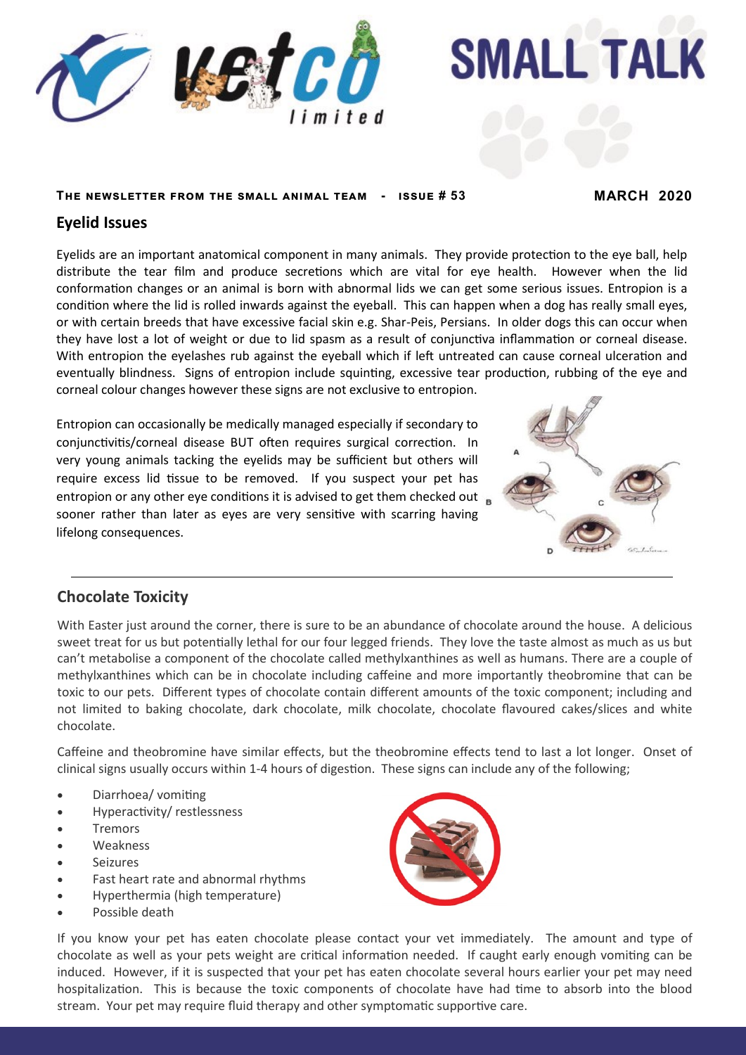# SMALL TALK

**THE NEWSLETTER FROM THE SMALL ANIMAL TEAM - ISSUE # 53** **MARCH 2020**

## Eyelid Issues

Eyelids are an important anatomical component in many animals. They provide protection to the eye ball, help distribute the tear film and produce secretions which are vital for eye health. However when the lid conformation changes or an animal is born with abnormal lids we can get some serious issues. Entropion is a condition where the lid is rolled inwards against the eyeball. This can happen when a dog has really small eyes, or with certain breeds that have excessive facial skin e.g. Shar-Peis, Persians. In older dogs this can occur when they have lost a lot of weight or due to lid spasm as a result of conjunctiva inflammation or corneal disease. With entropion the eyelashes rub against the eyeball which if left untreated can cause corneal ulceration and eventually blindness. Signs of entropion include squinting, excessive tear production, rubbing of the eye and corneal colour changes however these signs are not exclusive to entropion.

Entropion can occasionally be medically managed especially if secondary to conjunctivitis/corneal disease BUT often requires surgical correction. In very young animals tacking the eyelids may be sufficient but others will require excess lid tissue to be removed. If you suspect your pet has entropion or any other eye conditions it is advised to get them checked out sooner rather than later as eyes are very sensitive with scarring having lifelong consequences.

## Chocolate Toxicity

With Easter just around the corner, there is sure to be an abundance of chocolate around the house. A delicious sweet treat for us but potentially lethal for our four legged friends. They love the taste almost as much as us but can't metabolise a component of the chocolate called methylxanthines as well as humans. There are a couple of methylxanthines which can be in chocolate including caffeine and more importantly theobromine that can be toxic to our pets. Different types of chocolate contain different amounts of the toxic component; including and not limited to baking chocolate, dark chocolate, milk chocolate, chocolate flavoured cakes/slices and white chocolate.

Caffeine and theobromine have similar effects, but the theobromine effects tend to last a lot longer. Onset of clinical signs usually occurs within 1-4 hours of digestion. These signs can include any of the following;

- Diarrhoea/ vomiting
- Hyperactivity/ restlessness
- Tremors
- Weakness
- Seizures
- Fast heart rate and abnormal rhythms
- Hyperthermia (high temperature)
- Possible death

If you know your pet has eaten chocolate please contact your vet immediately. The amount and type of chocolate as well as your pets weight are critical information needed. If caught early enough vomiting can be induced. However, if it is suspected that your pet has eaten chocolate several hours earlier your pet may need hospitalization. This is because the toxic components of chocolate have had time to absorb into the blood stream. Your pet may require fluid therapy and other symptomatic supportive care.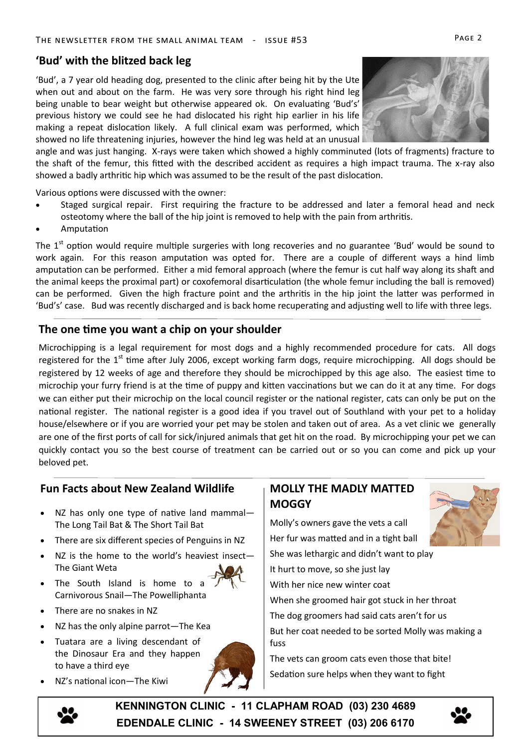## 'Bud' with the blitzed back leg

'Bud', a 7 year old heading dog, presented to the clinic after being hit by the Ute when out and about on the farm. He was very sore through his right hind leg being unable to bear weight but otherwise appeared ok. On evaluating 'Bud's' previous history we could see he had dislocated his right hip earlier in his life making a repeat dislocation likely. A full clinical exam was performed, which showed no life threatening injuries, however the hind leg was held at an unusual angle and was just hanging. X-rays were taken which showed a highly comminuted (lots of fragments) fracture to the shaft of the femur, this fitted with the described accident as requires a high impact trauma. The x-ray also showed a badly arthritic hip which was assumed to be the result of the past dislocation.

Various options were discussed with the owner:

- Staged surgical repair. First requiring the fracture to be addressed and later a femoral head and neck osteotomy where the ball of the hip joint is removed to help with the pain from arthritis.
- Amputation

The 1st option would require multiple surgeries with long recoveries and no guarantee 'Bud' would be sound to work again. For this reason amputation was opted for. There are a couple of different ways a hind limb amputation can be performed. Either a mid femoral approach (where the femur is cut half way along its shaft and the animal keeps the proximal part) or coxofemoral disarticulation (the whole femur including the ball is removed) can be performed. Given the high fracture point and the arthritis in the hip joint the latter was performed in 'Bud's' case. Bud was recently discharged and is back home recuperating and adjusting well to life with three legs.

## The one time you want a chip on your shoulder

Microchipping is a legal requirement for most dogs and a highly recommended procedure for cats. All dogs registered for the 1st time after July 2006, except working farm dogs, require microchipping. All dogs should be registered by 12 weeks of age and therefore they should be microchipped by this age also. The easiest time to microchip your furry friend is at the time of puppy and kitten vaccinations but we can do it at any time. For dogs we can either put their microchip on the local council register or the national register, cats can only be put on the national register. The national register is a good idea if you travel out of Southland with your pet to a holiday house/elsewhere or if you are worried your pet may be stolen and taken out of area. As a vet clinic we generally are one of the first ports of call for sick/injured animals that get hit on the road. By microchipping your pet we can quickly contact you so the best course of treatment can be carried out or so you can come and pick up your beloved pet.

## Fun Facts about New Zealand Wildlife

- NZ has only one type of native land mammal—The Long Tail Bat & The Short Tail Bat
- There are six different species of Penguins in NZ
- NZ is the home to the world's heaviest insect—The Giant Weta
- The South Island is home to a Carnivorous Snail—The Powelliphanta
- There are no snakes in NZ
- NZ has the only alpine parrot—The Kea
- Tuatara are a living descendant of the Dinosaur Era and they happen to have a third eye
- NZ's national icon—The Kiwi

## MOLLY THE MADLY MATTED MOGGY

Molly's owners gave the vets a call
Her fur was matted and in a tight ball
She was lethargic and didn't want to play
It hurt to move, so she just lay
With her nice new winter coat
When she groomed hair got stuck in her throat
The dog groomers had said cats aren't for us
But her coat needed to be sorted Molly was making a fuss
The vets can groom cats even those that bite!
Sedation sure helps when they want to fight

**KENNINGTON CLINIC - 11 CLAPHAM ROAD (03) 230 4689**
**EDENDALE CLINIC - 14 SWEENEY STREET (03) 206 6170**